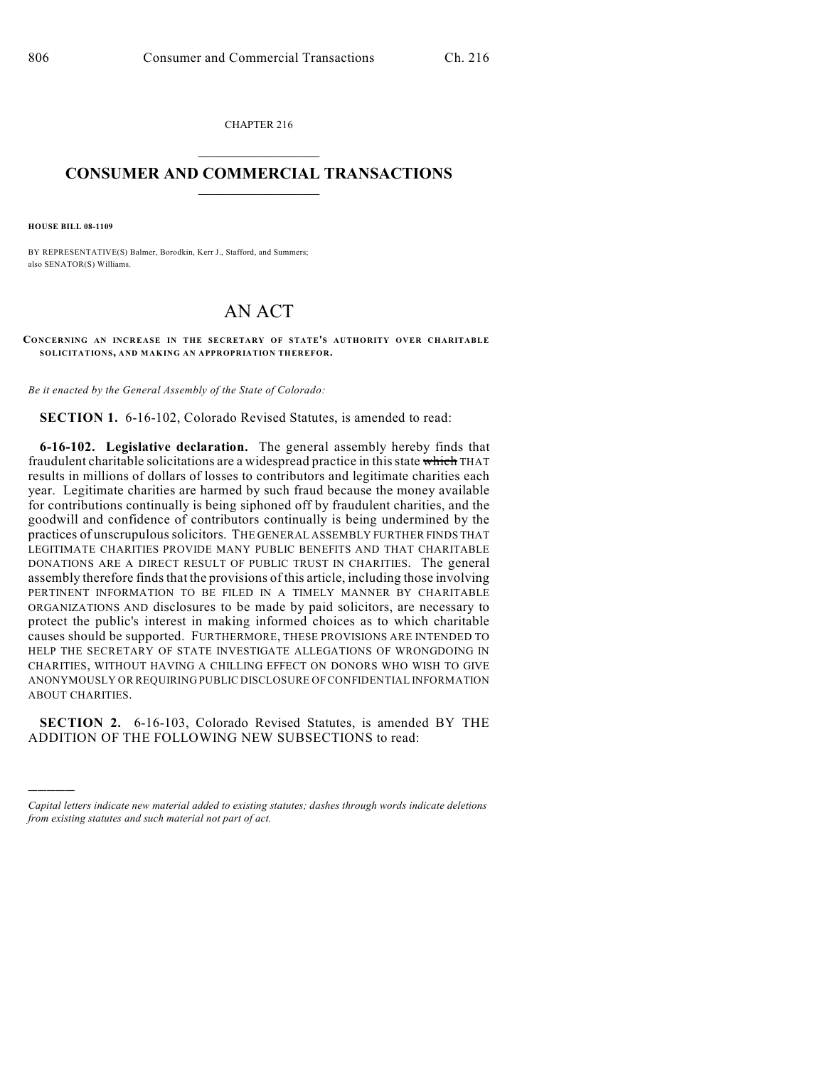CHAPTER 216

# CONSUMER AND COMMERCIAL TRANSACTIONS

**HOUSE BILL 08-1109**

BY REPRESENTATIVE(S) Balmer, Borodkin, Kerr J., Stafford, and Summers; also SENATOR(S) Williams.

# AN ACT

**CONCERNING AN INCREASE IN THE SECRETARY OF STATE'S AUTHORITY OVER CHARITABLE SOLICITATIONS, AND MAKING AN APPROPRIATION THEREFOR.**

*Be it enacted by the General Assembly of the State of Colorado:*

**SECTION 1.** 6-16-102, Colorado Revised Statutes, is amended to read:

**6-16-102. Legislative declaration.** The general assembly hereby finds that fraudulent charitable solicitations are a widespread practice in this state ~~which~~ THAT results in millions of dollars of losses to contributors and legitimate charities each year. Legitimate charities are harmed by such fraud because the money available for contributions continually is being siphoned off by fraudulent charities, and the goodwill and confidence of contributors continually is being undermined by the practices of unscrupulous solicitors. THE GENERAL ASSEMBLY FURTHER FINDS THAT LEGITIMATE CHARITIES PROVIDE MANY PUBLIC BENEFITS AND THAT CHARITABLE DONATIONS ARE A DIRECT RESULT OF PUBLIC TRUST IN CHARITIES. The general assembly therefore finds that the provisions of this article, including those involving PERTINENT INFORMATION TO BE FILED IN A TIMELY MANNER BY CHARITABLE ORGANIZATIONS AND disclosures to be made by paid solicitors, are necessary to protect the public's interest in making informed choices as to which charitable causes should be supported. FURTHERMORE, THESE PROVISIONS ARE INTENDED TO HELP THE SECRETARY OF STATE INVESTIGATE ALLEGATIONS OF WRONGDOING IN CHARITIES, WITHOUT HAVING A CHILLING EFFECT ON DONORS WHO WISH TO GIVE ANONYMOUSLY OR REQUIRING PUBLIC DISCLOSURE OF CONFIDENTIAL INFORMATION ABOUT CHARITIES.

**SECTION 2.** 6-16-103, Colorado Revised Statutes, is amended BY THE ADDITION OF THE FOLLOWING NEW SUBSECTIONS to read:

---

*Capital letters indicate new material added to existing statutes; dashes through words indicate deletions from existing statutes and such material not part of act.*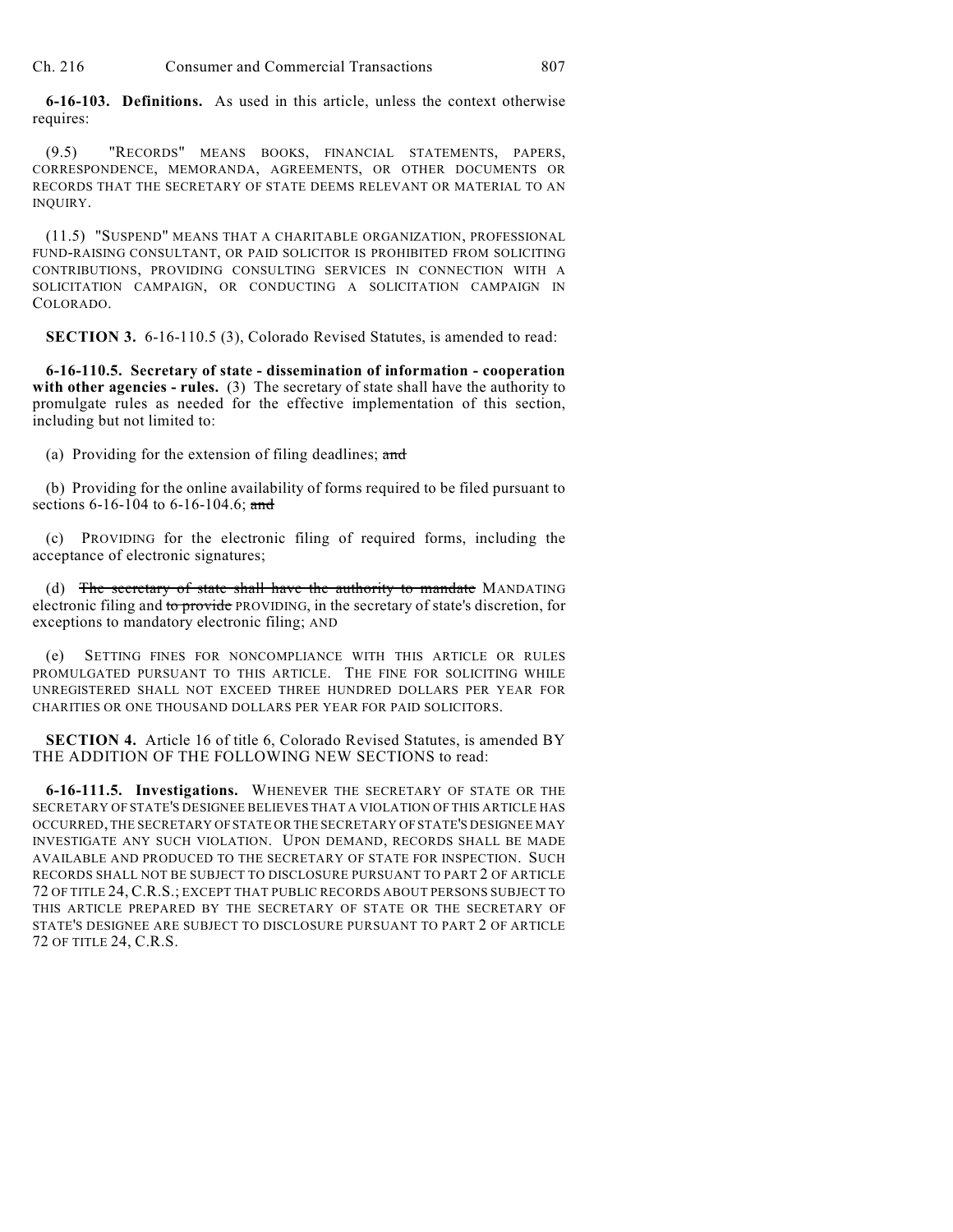**6-16-103. Definitions.** As used in this article, unless the context otherwise requires:

(9.5) "RECORDS" MEANS BOOKS, FINANCIAL STATEMENTS, PAPERS, CORRESPONDENCE, MEMORANDA, AGREEMENTS, OR OTHER DOCUMENTS OR RECORDS THAT THE SECRETARY OF STATE DEEMS RELEVANT OR MATERIAL TO AN INQUIRY.

(11.5) "SUSPEND" MEANS THAT A CHARITABLE ORGANIZATION, PROFESSIONAL FUND-RAISING CONSULTANT, OR PAID SOLICITOR IS PROHIBITED FROM SOLICITING CONTRIBUTIONS, PROVIDING CONSULTING SERVICES IN CONNECTION WITH A SOLICITATION CAMPAIGN, OR CONDUCTING A SOLICITATION CAMPAIGN IN COLORADO.

**SECTION 3.** 6-16-110.5 (3), Colorado Revised Statutes, is amended to read:

**6-16-110.5. Secretary of state - dissemination of information - cooperation with other agencies - rules.** (3) The secretary of state shall have the authority to promulgate rules as needed for the effective implementation of this section, including but not limited to:

(a) Providing for the extension of filing deadlines; ~~and~~

(b) Providing for the online availability of forms required to be filed pursuant to sections 6-16-104 to 6-16-104.6; ~~and~~

(c) PROVIDING for the electronic filing of required forms, including the acceptance of electronic signatures;

(d) ~~The secretary of state shall have the authority to mandate~~ MANDATING electronic filing and ~~to provide~~ PROVIDING, in the secretary of state's discretion, for exceptions to mandatory electronic filing; AND

(e) SETTING FINES FOR NONCOMPLIANCE WITH THIS ARTICLE OR RULES PROMULGATED PURSUANT TO THIS ARTICLE. THE FINE FOR SOLICITING WHILE UNREGISTERED SHALL NOT EXCEED THREE HUNDRED DOLLARS PER YEAR FOR CHARITIES OR ONE THOUSAND DOLLARS PER YEAR FOR PAID SOLICITORS.

**SECTION 4.** Article 16 of title 6, Colorado Revised Statutes, is amended BY THE ADDITION OF THE FOLLOWING NEW SECTIONS to read:

**6-16-111.5. Investigations.** WHENEVER THE SECRETARY OF STATE OR THE SECRETARY OF STATE'S DESIGNEE BELIEVES THAT A VIOLATION OF THIS ARTICLE HAS OCCURRED, THE SECRETARY OF STATE OR THE SECRETARY OF STATE'S DESIGNEE MAY INVESTIGATE ANY SUCH VIOLATION. UPON DEMAND, RECORDS SHALL BE MADE AVAILABLE AND PRODUCED TO THE SECRETARY OF STATE FOR INSPECTION. SUCH RECORDS SHALL NOT BE SUBJECT TO DISCLOSURE PURSUANT TO PART 2 OF ARTICLE 72 OF TITLE 24, C.R.S.; EXCEPT THAT PUBLIC RECORDS ABOUT PERSONS SUBJECT TO THIS ARTICLE PREPARED BY THE SECRETARY OF STATE OR THE SECRETARY OF STATE'S DESIGNEE ARE SUBJECT TO DISCLOSURE PURSUANT TO PART 2 OF ARTICLE 72 OF TITLE 24, C.R.S.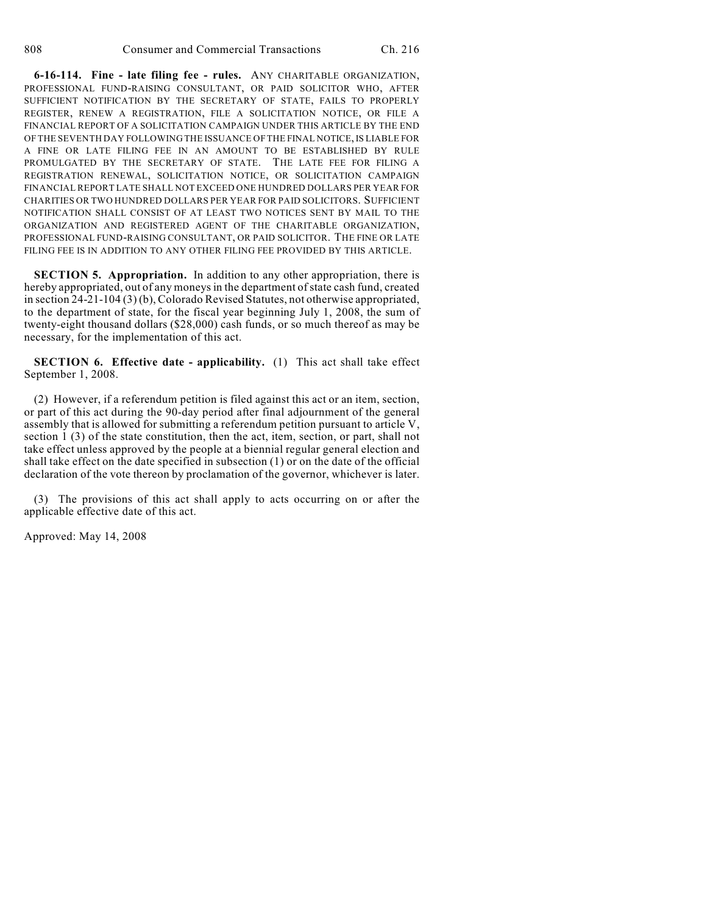**6-16-114. Fine - late filing fee - rules.** ANY CHARITABLE ORGANIZATION, PROFESSIONAL FUND-RAISING CONSULTANT, OR PAID SOLICITOR WHO, AFTER SUFFICIENT NOTIFICATION BY THE SECRETARY OF STATE, FAILS TO PROPERLY REGISTER, RENEW A REGISTRATION, FILE A SOLICITATION NOTICE, OR FILE A FINANCIAL REPORT OF A SOLICITATION CAMPAIGN UNDER THIS ARTICLE BY THE END OF THE SEVENTH DAY FOLLOWING THE ISSUANCE OF THE FINAL NOTICE, IS LIABLE FOR A FINE OR LATE FILING FEE IN AN AMOUNT TO BE ESTABLISHED BY RULE PROMULGATED BY THE SECRETARY OF STATE. THE LATE FEE FOR FILING A REGISTRATION RENEWAL, SOLICITATION NOTICE, OR SOLICITATION CAMPAIGN FINANCIAL REPORT LATE SHALL NOT EXCEED ONE HUNDRED DOLLARS PER YEAR FOR CHARITIES OR TWO HUNDRED DOLLARS PER YEAR FOR PAID SOLICITORS. SUFFICIENT NOTIFICATION SHALL CONSIST OF AT LEAST TWO NOTICES SENT BY MAIL TO THE ORGANIZATION AND REGISTERED AGENT OF THE CHARITABLE ORGANIZATION, PROFESSIONAL FUND-RAISING CONSULTANT, OR PAID SOLICITOR. THE FINE OR LATE FILING FEE IS IN ADDITION TO ANY OTHER FILING FEE PROVIDED BY THIS ARTICLE.

**SECTION 5. Appropriation.** In addition to any other appropriation, there is hereby appropriated, out of any moneys in the department of state cash fund, created in section 24-21-104 (3) (b), Colorado Revised Statutes, not otherwise appropriated, to the department of state, for the fiscal year beginning July 1, 2008, the sum of twenty-eight thousand dollars ($28,000) cash funds, or so much thereof as may be necessary, for the implementation of this act.

**SECTION 6. Effective date - applicability.** (1) This act shall take effect September 1, 2008.

(2) However, if a referendum petition is filed against this act or an item, section, or part of this act during the 90-day period after final adjournment of the general assembly that is allowed for submitting a referendum petition pursuant to article V, section 1 (3) of the state constitution, then the act, item, section, or part, shall not take effect unless approved by the people at a biennial regular general election and shall take effect on the date specified in subsection (1) or on the date of the official declaration of the vote thereon by proclamation of the governor, whichever is later.

(3) The provisions of this act shall apply to acts occurring on or after the applicable effective date of this act.

Approved: May 14, 2008